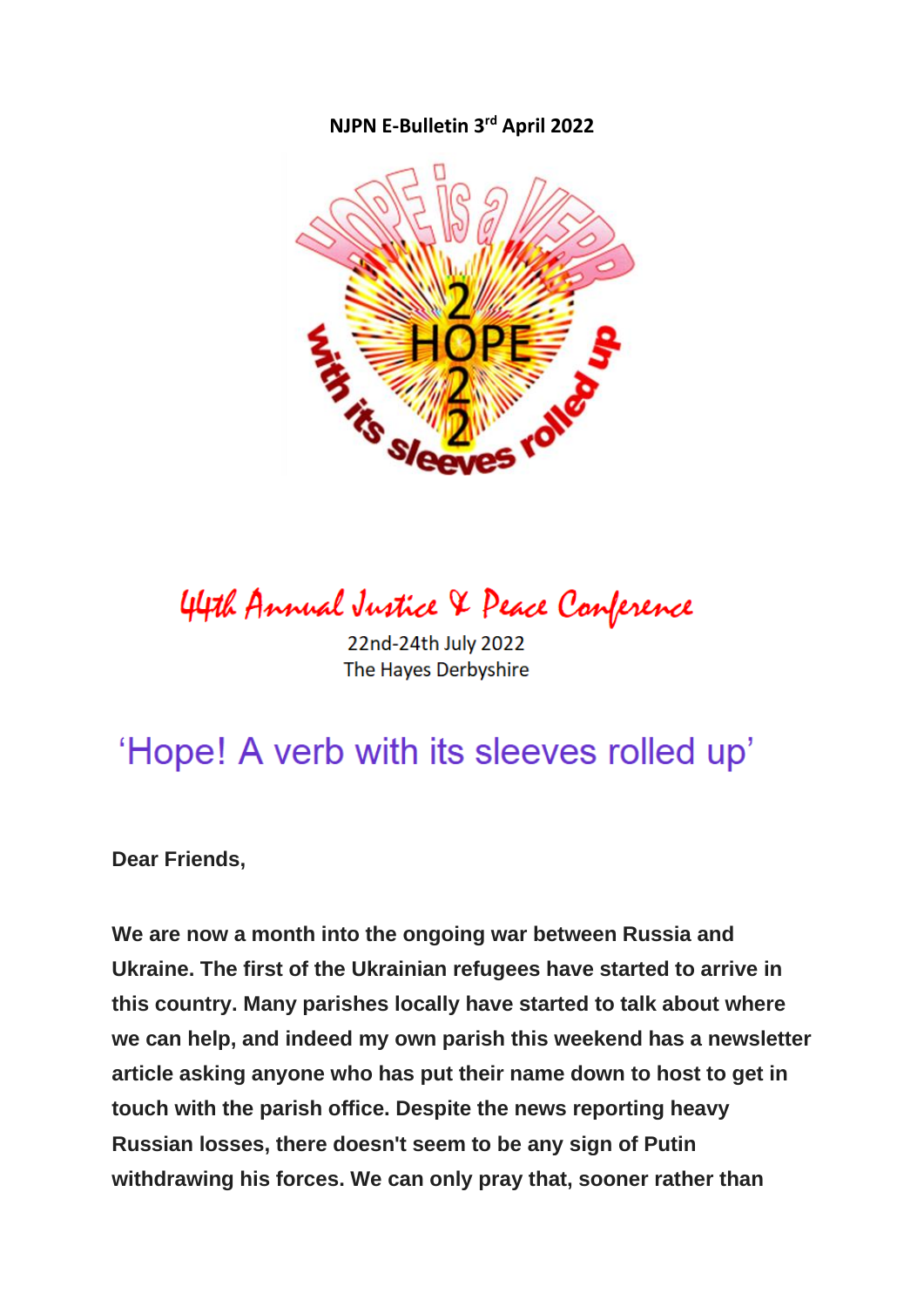**NJPN E-Bulletin 3rd April 2022**

44th Annual Justice & Peace Conference

22nd-24th July 2022
The Hayes Derbyshire

## 'Hope! A verb with its sleeves rolled up'

**Dear Friends,**

**We are now a month into the ongoing war between Russia and Ukraine. The first of the Ukrainian refugees have started to arrive in this country. Many parishes locally have started to talk about where we can help, and indeed my own parish this weekend has a newsletter article asking anyone who has put their name down to host to get in touch with the parish office. Despite the news reporting heavy Russian losses, there doesn't seem to be any sign of Putin withdrawing his forces. We can only pray that, sooner rather than**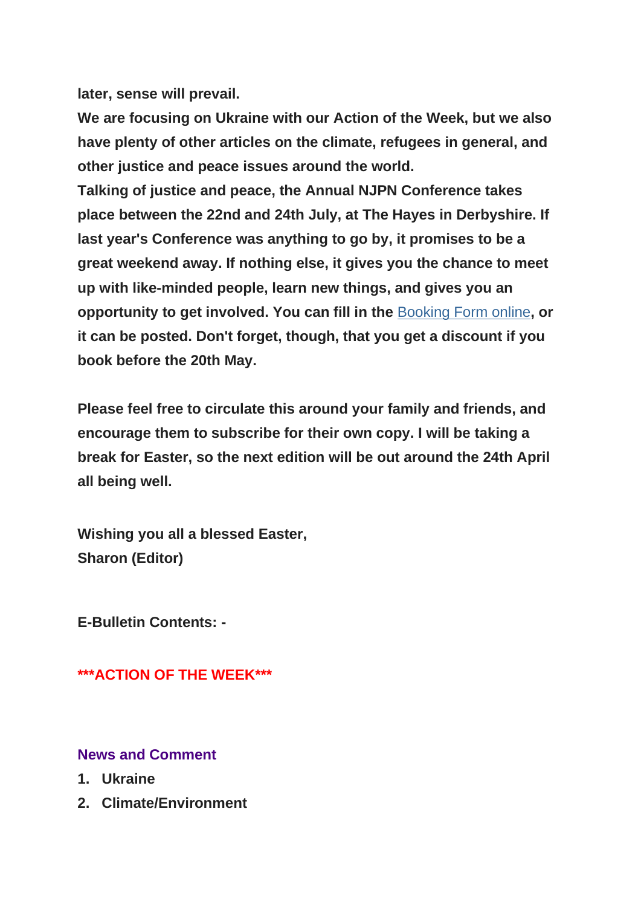**later, sense will prevail.**
**We are focusing on Ukraine with our Action of the Week, but we also have plenty of other articles on the climate, refugees in general, and other justice and peace issues around the world.**
**Talking of justice and peace, the Annual NJPN Conference takes place between the 22nd and 24th July, at The Hayes in Derbyshire. If last year's Conference was anything to go by, it promises to be a great weekend away. If nothing else, it gives you the chance to meet up with like-minded people, learn new things, and gives you an opportunity to get involved. You can fill in the Booking Form online, or it can be posted. Don't forget, though, that you get a discount if you book before the 20th May.**

**Please feel free to circulate this around your family and friends, and encourage them to subscribe for their own copy. I will be taking a break for Easter, so the next edition will be out around the 24th April all being well.**

**Wishing you all a blessed Easter,**
**Sharon (Editor)**

**E-Bulletin Contents: -**

**\*\*\*ACTION OF THE WEEK\*\*\***

**News and Comment**

1. **Ukraine**
2. **Climate/Environment**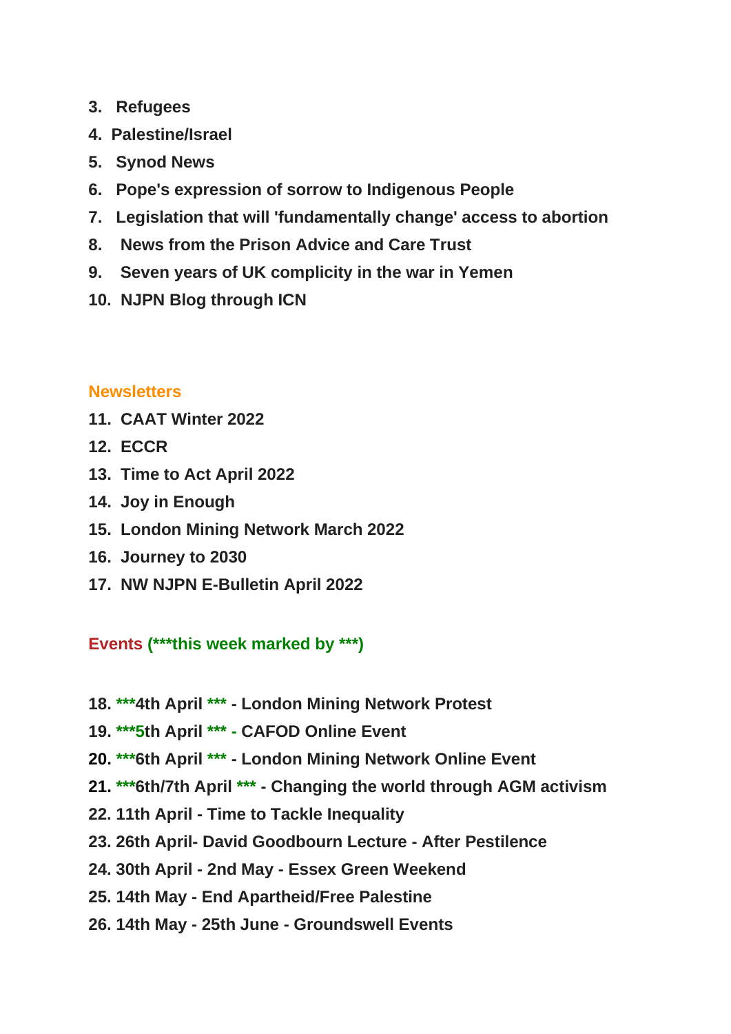3. **Refugees**
4. **Palestine/Israel**
5. **Synod News**
6. **Pope's expression of sorrow to Indigenous People**
7. **Legislation that will 'fundamentally change' access to abortion**
8. **News from the Prison Advice and Care Trust**
9. **Seven years of UK complicity in the war in Yemen**
10. **NJPN Blog through ICN**

**Newsletters**

11. **CAAT Winter 2022**
12. **ECCR**
13. **Time to Act April 2022**
14. **Joy in Enough**
15. **London Mining Network March 2022**
16. **Journey to 2030**
17. **NW NJPN E-Bulletin April 2022**

**Events (***this week marked by ***)**

18. *****4th April *** - London Mining Network Protest**
19. *****5th April *** - CAFOD Online Event**
20. *****6th April *** - London Mining Network Online Event**
21. *****6th/7th April *** - Changing the world through AGM activism**
22. **11th April - Time to Tackle Inequality**
23. **26th April- David Goodbourn Lecture - After Pestilence**
24. **30th April - 2nd May - Essex Green Weekend**
25. **14th May - End Apartheid/Free Palestine**
26. **14th May - 25th June - Groundswell Events**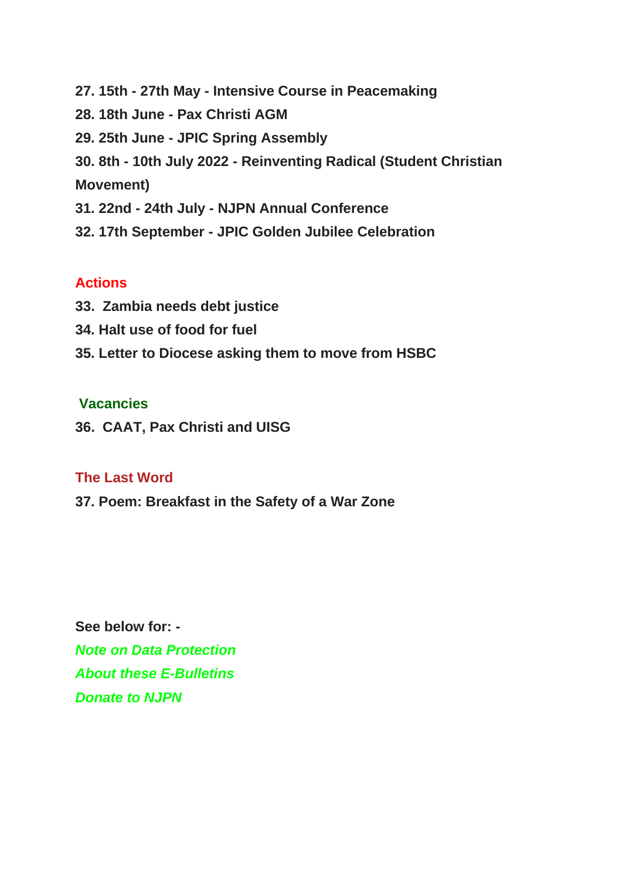**27. 15th - 27th May - Intensive Course in Peacemaking**

**28. 18th June - Pax Christi AGM**

**29. 25th June - JPIC Spring Assembly**

**30. 8th - 10th July 2022 - Reinventing Radical (Student Christian Movement)**

**31. 22nd - 24th July - NJPN Annual Conference**

**32. 17th September - JPIC Golden Jubilee Celebration**

## Actions

**33. Zambia needs debt justice**

**34. Halt use of food for fuel**

**35. Letter to Diocese asking them to move from HSBC**

## Vacancies

**36. CAAT, Pax Christi and UISG**

## The Last Word

**37. Poem: Breakfast in the Safety of a War Zone**

**See below for: -**

***Note on Data Protection***

***About these E-Bulletins***

***Donate to NJPN***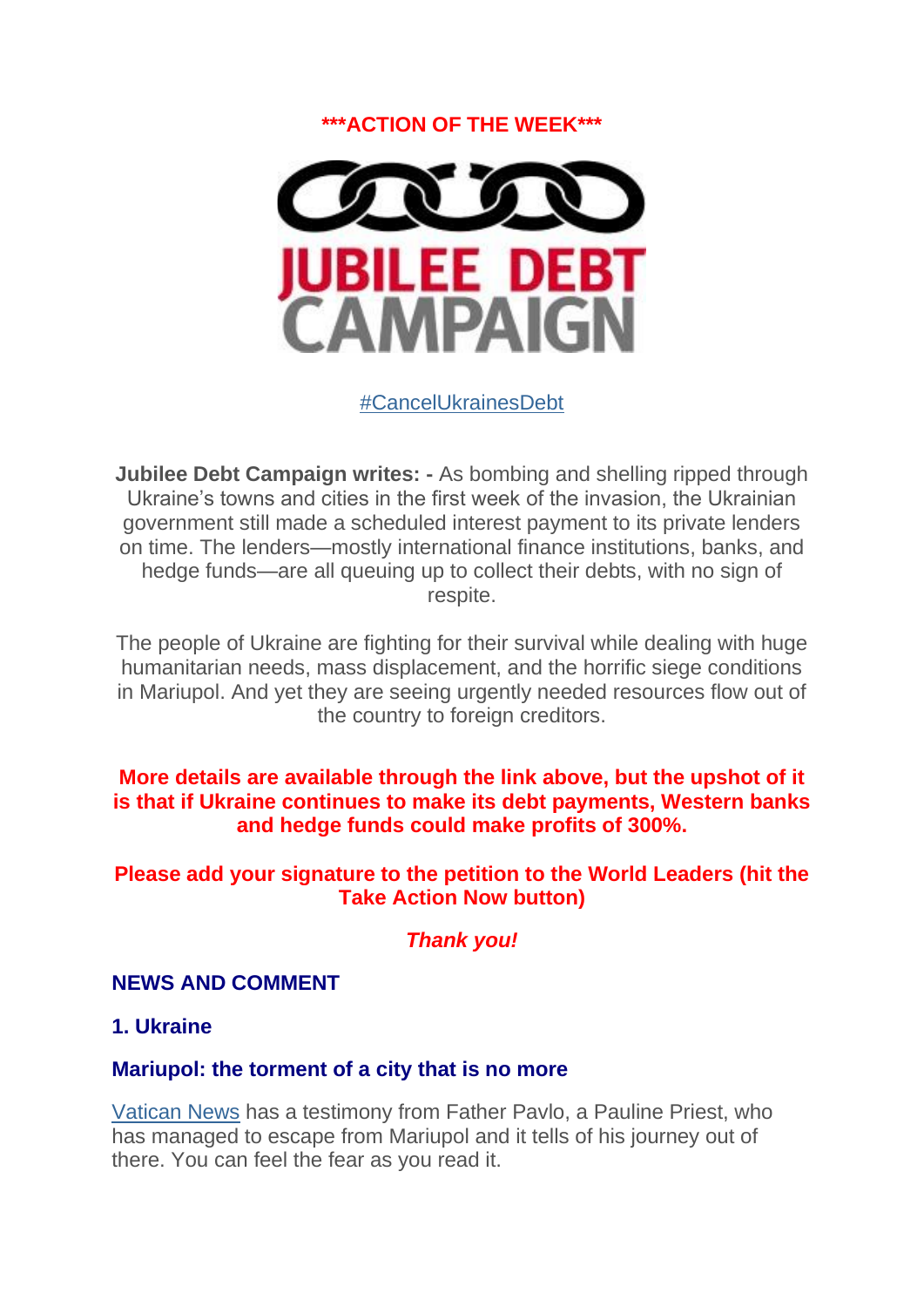**\*\*\*ACTION OF THE WEEK\*\*\***

JUBILEE DEBT CAMPAIGN

#CancelUkrainesDebt

**Jubilee Debt Campaign writes: -** As bombing and shelling ripped through Ukraine's towns and cities in the first week of the invasion, the Ukrainian government still made a scheduled interest payment to its private lenders on time. The lenders—mostly international finance institutions, banks, and hedge funds—are all queuing up to collect their debts, with no sign of respite.

The people of Ukraine are fighting for their survival while dealing with huge humanitarian needs, mass displacement, and the horrific siege conditions in Mariupol. And yet they are seeing urgently needed resources flow out of the country to foreign creditors.

**More details are available through the link above, but the upshot of it is that if Ukraine continues to make its debt payments, Western banks and hedge funds could make profits of 300%.**

**Please add your signature to the petition to the World Leaders (hit the Take Action Now button)**

***Thank you!***

## NEWS AND COMMENT

### 1. Ukraine

### Mariupol: the torment of a city that is no more

Vatican News has a testimony from Father Pavlo, a Pauline Priest, who has managed to escape from Mariupol and it tells of his journey out of there. You can feel the fear as you read it.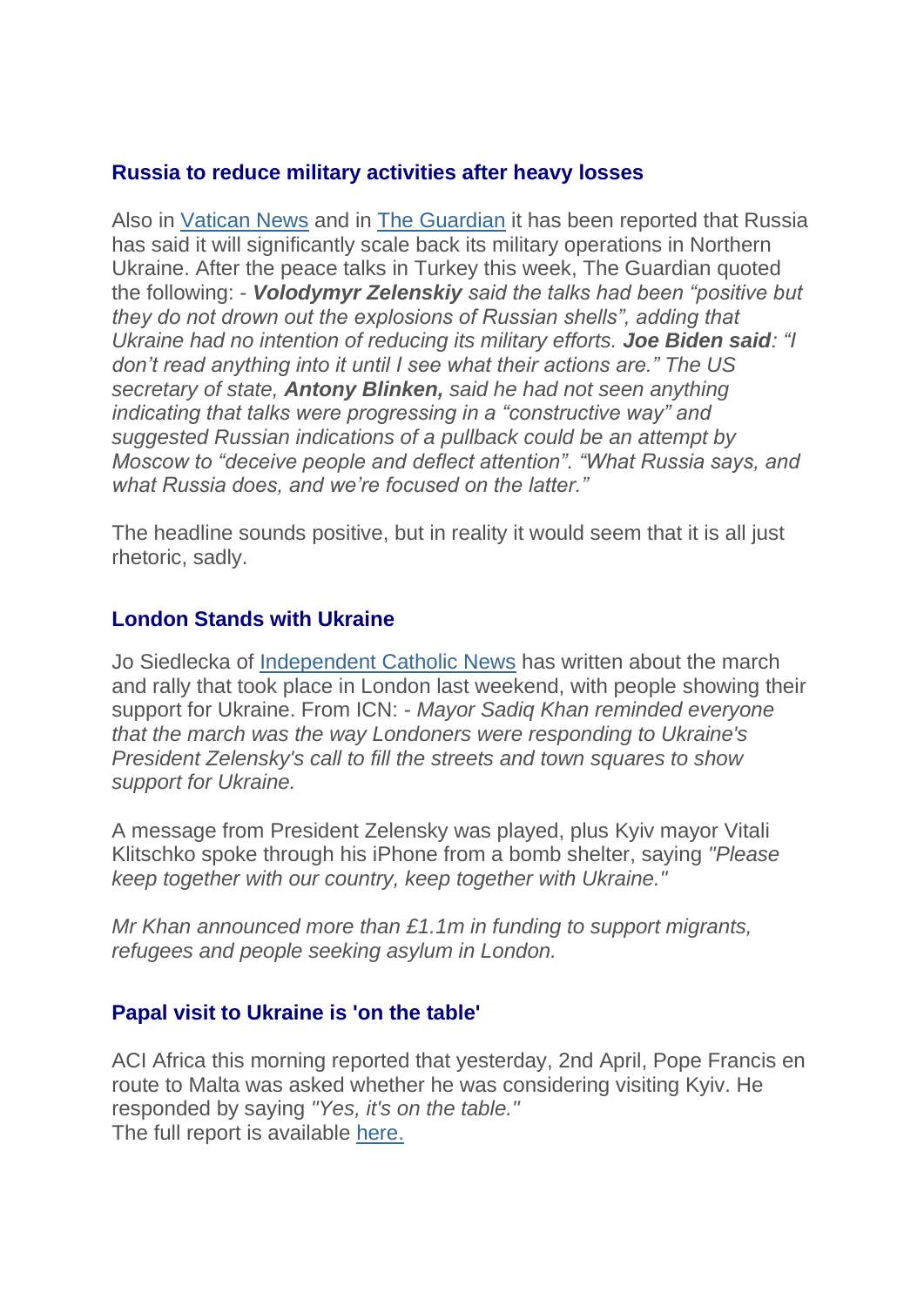### Russia to reduce military activities after heavy losses

Also in [Vatican News]() and in [The Guardian]() it has been reported that Russia has said it will significantly scale back its military operations in Northern Ukraine. After the peace talks in Turkey this week, The Guardian quoted the following: - ***Volodymyr Zelenskiy** said the talks had been "positive but they do not drown out the explosions of Russian shells", adding that Ukraine had no intention of reducing its military efforts. **Joe Biden said**: "I don't read anything into it until I see what their actions are." The US secretary of state, **Antony Blinken,** said he had not seen anything indicating that talks were progressing in a "constructive way" and suggested Russian indications of a pullback could be an attempt by Moscow to "deceive people and deflect attention". "What Russia says, and what Russia does, and we're focused on the latter."*

The headline sounds positive, but in reality it would seem that it is all just rhetoric, sadly.

### London Stands with Ukraine

Jo Siedlecka of [Independent Catholic News]() has written about the march and rally that took place in London last weekend, with people showing their support for Ukraine. From ICN: - *Mayor Sadiq Khan reminded everyone that the march was the way Londoners were responding to Ukraine's President Zelensky's call to fill the streets and town squares to show support for Ukraine.*

A message from President Zelensky was played, plus Kyiv mayor Vitali Klitschko spoke through his iPhone from a bomb shelter, saying *"Please keep together with our country, keep together with Ukraine."*

*Mr Khan announced more than £1.1m in funding to support migrants, refugees and people seeking asylum in London.*

### Papal visit to Ukraine is 'on the table'

ACI Africa this morning reported that yesterday, 2nd April, Pope Francis en route to Malta was asked whether he was considering visiting Kyiv. He responded by saying *"Yes, it's on the table."*
The full report is available [here.]()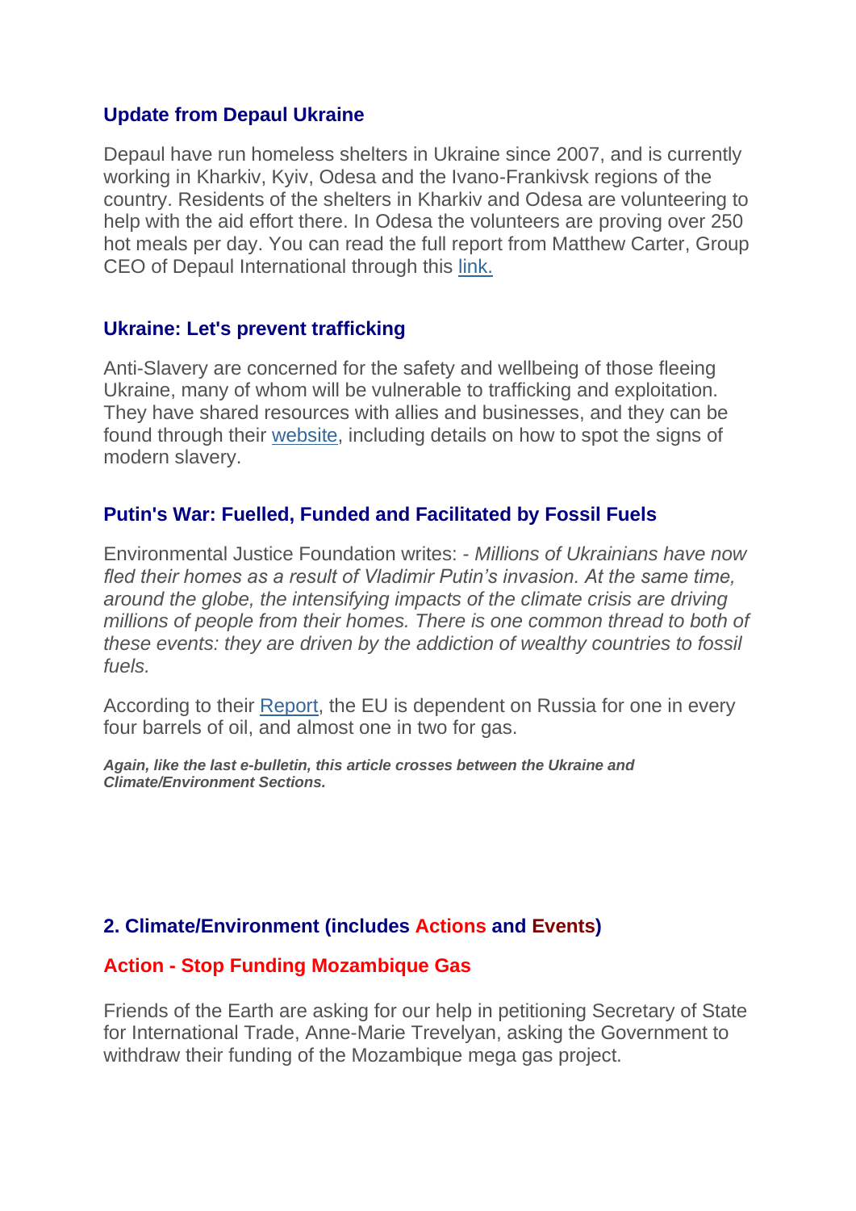### Update from Depaul Ukraine

Depaul have run homeless shelters in Ukraine since 2007, and is currently working in Kharkiv, Kyiv, Odesa and the Ivano-Frankivsk regions of the country. Residents of the shelters in Kharkiv and Odesa are volunteering to help with the aid effort there. In Odesa the volunteers are proving over 250 hot meals per day. You can read the full report from Matthew Carter, Group CEO of Depaul International through this link.

### Ukraine: Let's prevent trafficking

Anti-Slavery are concerned for the safety and wellbeing of those fleeing Ukraine, many of whom will be vulnerable to trafficking and exploitation. They have shared resources with allies and businesses, and they can be found through their website, including details on how to spot the signs of modern slavery.

### Putin's War: Fuelled, Funded and Facilitated by Fossil Fuels

Environmental Justice Foundation writes: - *Millions of Ukrainians have now fled their homes as a result of Vladimir Putin's invasion. At the same time, around the globe, the intensifying impacts of the climate crisis are driving millions of people from their homes. There is one common thread to both of these events: they are driven by the addiction of wealthy countries to fossil fuels.*

According to their Report, the EU is dependent on Russia for one in every four barrels of oil, and almost one in two for gas.

***Again, like the last e-bulletin, this article crosses between the Ukraine and Climate/Environment Sections.***

## 2. Climate/Environment (includes Actions and Events)

### Action - Stop Funding Mozambique Gas

Friends of the Earth are asking for our help in petitioning Secretary of State for International Trade, Anne-Marie Trevelyan, asking the Government to withdraw their funding of the Mozambique mega gas project.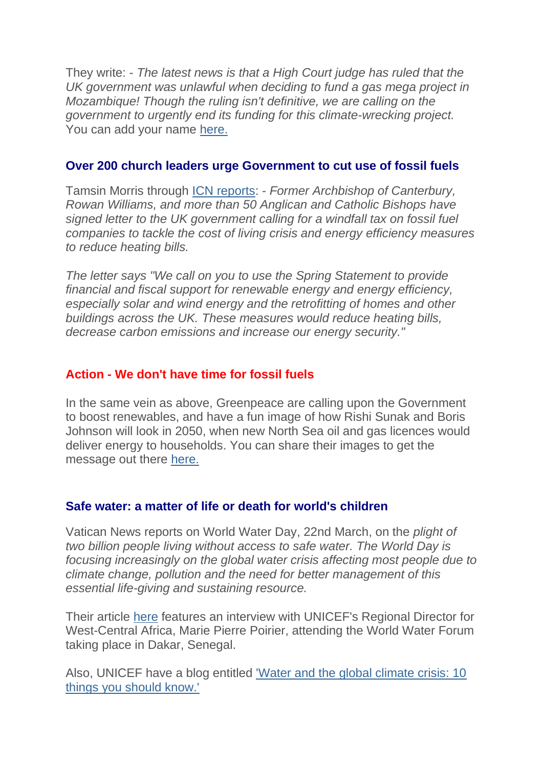They write: - *The latest news is that a High Court judge has ruled that the UK government was unlawful when deciding to fund a gas mega project in Mozambique! Though the ruling isn't definitive, we are calling on the government to urgently end its funding for this climate-wrecking project.* You can add your name [here.]()

### Over 200 church leaders urge Government to cut use of fossil fuels

Tamsin Morris through [ICN reports](): - *Former Archbishop of Canterbury, Rowan Williams, and more than 50 Anglican and Catholic Bishops have signed letter to the UK government calling for a windfall tax on fossil fuel companies to tackle the cost of living crisis and energy efficiency measures to reduce heating bills.*

*The letter says "We call on you to use the Spring Statement to provide financial and fiscal support for renewable energy and energy efficiency, especially solar and wind energy and the retrofitting of homes and other buildings across the UK. These measures would reduce heating bills, decrease carbon emissions and increase our energy security."*

### Action - We don't have time for fossil fuels

In the same vein as above, Greenpeace are calling upon the Government to boost renewables, and have a fun image of how Rishi Sunak and Boris Johnson will look in 2050, when new North Sea oil and gas licences would deliver energy to households. You can share their images to get the message out there [here.]()

### Safe water: a matter of life or death for world's children

Vatican News reports on World Water Day, 22nd March, on the *plight of two billion people living without access to safe water. The World Day is focusing increasingly on the global water crisis affecting most people due to climate change, pollution and the need for better management of this essential life-giving and sustaining resource.*

Their article [here]() features an interview with UNICEF's Regional Director for West-Central Africa, Marie Pierre Poirier, attending the World Water Forum taking place in Dakar, Senegal.

Also, UNICEF have a blog entitled ['Water and the global climate crisis: 10 things you should know.']()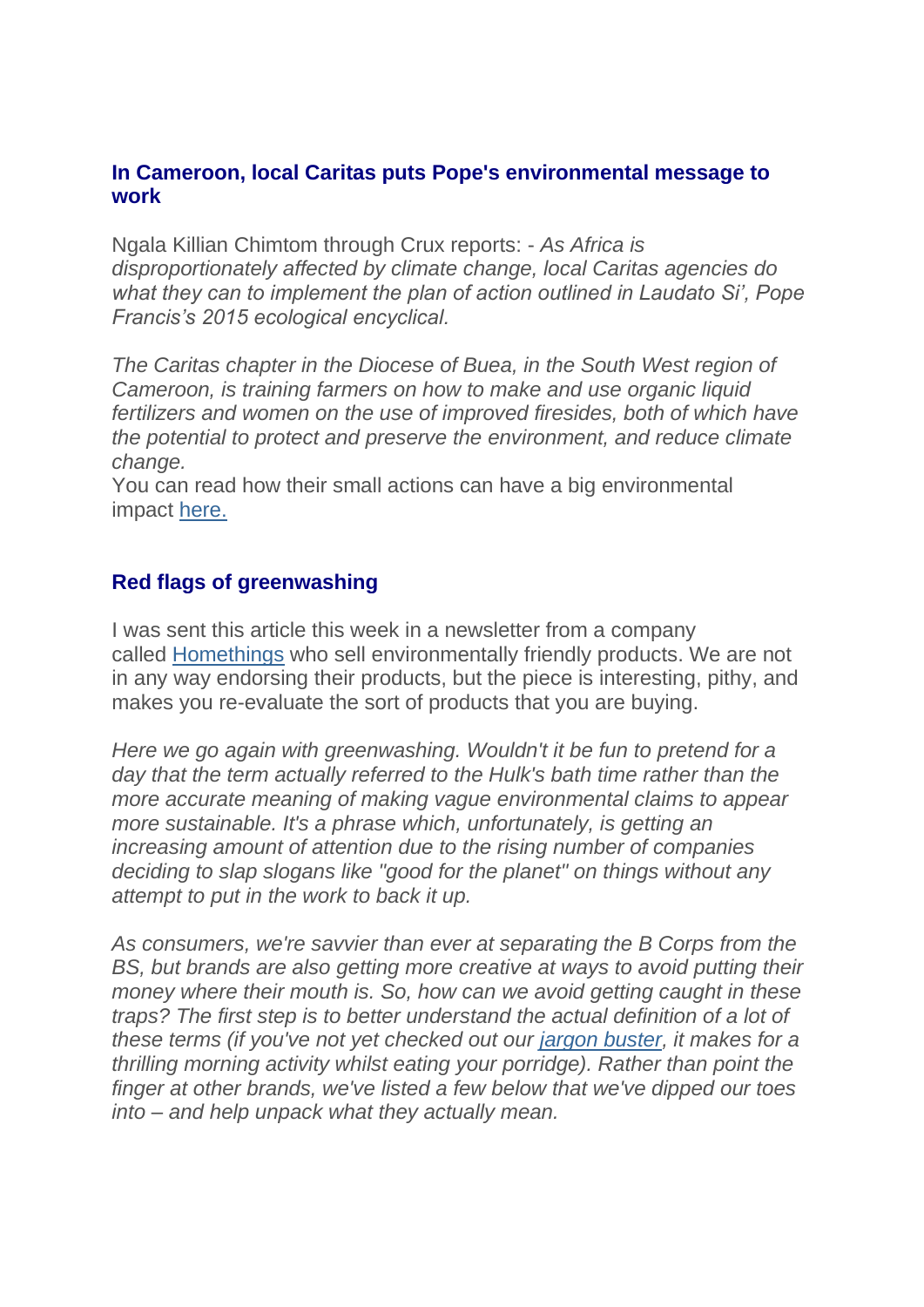### In Cameroon, local Caritas puts Pope's environmental message to work

Ngala Killian Chimtom through Crux reports: - *As Africa is disproportionately affected by climate change, local Caritas agencies do what they can to implement the plan of action outlined in Laudato Si', Pope Francis's 2015 ecological encyclical.*

*The Caritas chapter in the Diocese of Buea, in the South West region of Cameroon, is training farmers on how to make and use organic liquid fertilizers and women on the use of improved firesides, both of which have the potential to protect and preserve the environment, and reduce climate change.*

You can read how their small actions can have a big environmental impact [here.]()

### Red flags of greenwashing

I was sent this article this week in a newsletter from a company called [Homethings]() who sell environmentally friendly products. We are not in any way endorsing their products, but the piece is interesting, pithy, and makes you re-evaluate the sort of products that you are buying.

*Here we go again with greenwashing. Wouldn't it be fun to pretend for a day that the term actually referred to the Hulk's bath time rather than the more accurate meaning of making vague environmental claims to appear more sustainable. It's a phrase which, unfortunately, is getting an increasing amount of attention due to the rising number of companies deciding to slap slogans like "good for the planet" on things without any attempt to put in the work to back it up.*

*As consumers, we're savvier than ever at separating the B Corps from the BS, but brands are also getting more creative at ways to avoid putting their money where their mouth is. So, how can we avoid getting caught in these traps? The first step is to better understand the actual definition of a lot of these terms (if you've not yet checked out our [jargon buster](), it makes for a thrilling morning activity whilst eating your porridge). Rather than point the finger at other brands, we've listed a few below that we've dipped our toes into – and help unpack what they actually mean.*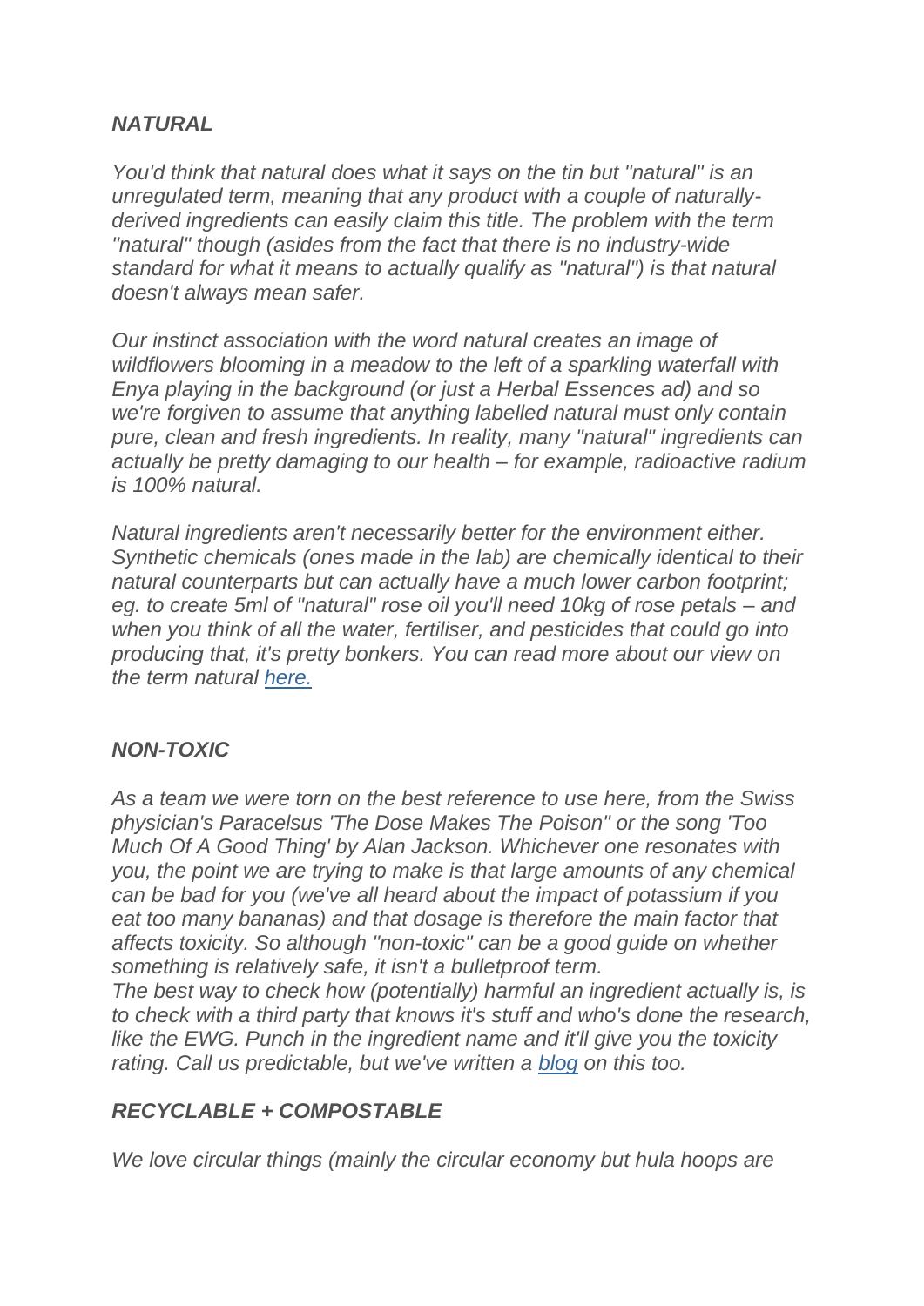### *NATURAL*

*You'd think that natural does what it says on the tin but "natural" is an unregulated term, meaning that any product with a couple of naturally-derived ingredients can easily claim this title. The problem with the term "natural" though (asides from the fact that there is no industry-wide standard for what it means to actually qualify as "natural") is that natural doesn't always mean safer.*

*Our instinct association with the word natural creates an image of wildflowers blooming in a meadow to the left of a sparkling waterfall with Enya playing in the background (or just a Herbal Essences ad) and so we're forgiven to assume that anything labelled natural must only contain pure, clean and fresh ingredients. In reality, many "natural" ingredients can actually be pretty damaging to our health – for example, radioactive radium is 100% natural.*

*Natural ingredients aren't necessarily better for the environment either. Synthetic chemicals (ones made in the lab) are chemically identical to their natural counterparts but can actually have a much lower carbon footprint; eg. to create 5ml of "natural" rose oil you'll need 10kg of rose petals – and when you think of all the water, fertiliser, and pesticides that could go into producing that, it's pretty bonkers. You can read more about our view on the term natural [here.]()*

### *NON-TOXIC*

*As a team we were torn on the best reference to use here, from the Swiss physician's Paracelsus 'The Dose Makes The Poison" or the song 'Too Much Of A Good Thing' by Alan Jackson. Whichever one resonates with you, the point we are trying to make is that large amounts of any chemical can be bad for you (we've all heard about the impact of potassium if you eat too many bananas) and that dosage is therefore the main factor that affects toxicity. So although "non-toxic" can be a good guide on whether something is relatively safe, it isn't a bulletproof term.*
*The best way to check how (potentially) harmful an ingredient actually is, is to check with a third party that knows it's stuff and who's done the research, like the EWG. Punch in the ingredient name and it'll give you the toxicity rating. Call us predictable, but we've written a [blog]() on this too.*

### *RECYCLABLE + COMPOSTABLE*

*We love circular things (mainly the circular economy but hula hoops are*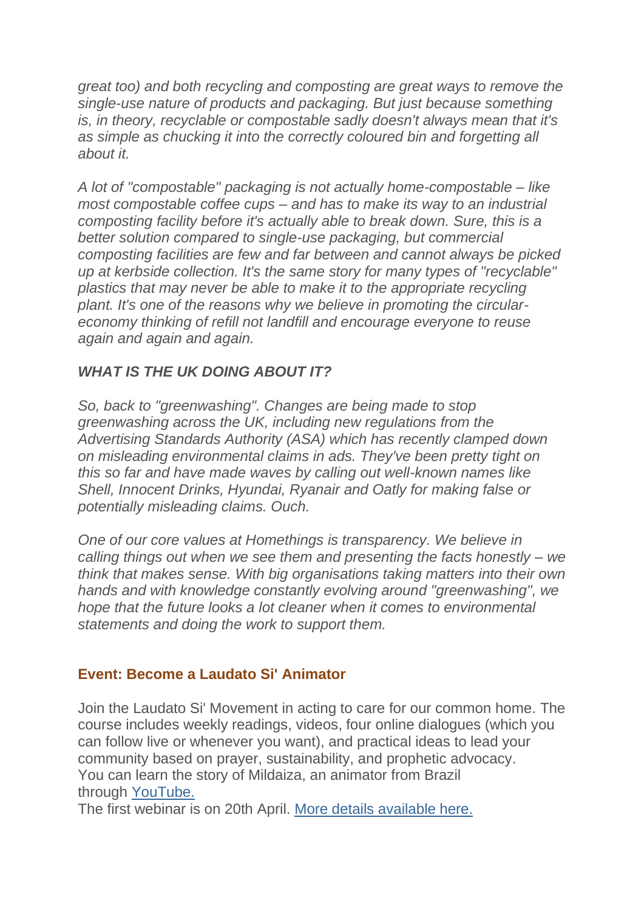*great too) and both recycling and composting are great ways to remove the single-use nature of products and packaging. But just because something is, in theory, recyclable or compostable sadly doesn't always mean that it's as simple as chucking it into the correctly coloured bin and forgetting all about it.*

*A lot of "compostable" packaging is not actually home-compostable – like most compostable coffee cups – and has to make its way to an industrial composting facility before it's actually able to break down. Sure, this is a better solution compared to single-use packaging, but commercial composting facilities are few and far between and cannot always be picked up at kerbside collection. It's the same story for many types of "recyclable" plastics that may never be able to make it to the appropriate recycling plant. It's one of the reasons why we believe in promoting the circular-economy thinking of refill not landfill and encourage everyone to reuse again and again and again.*

***WHAT IS THE UK DOING ABOUT IT?***

*So, back to "greenwashing". Changes are being made to stop greenwashing across the UK, including new regulations from the Advertising Standards Authority (ASA) which has recently clamped down on misleading environmental claims in ads. They've been pretty tight on this so far and have made waves by calling out well-known names like Shell, Innocent Drinks, Hyundai, Ryanair and Oatly for making false or potentially misleading claims. Ouch.*

*One of our core values at Homethings is transparency. We believe in calling things out when we see them and presenting the facts honestly – we think that makes sense. With big organisations taking matters into their own hands and with knowledge constantly evolving around "greenwashing", we hope that the future looks a lot cleaner when it comes to environmental statements and doing the work to support them.*

## Event: Become a Laudato Si' Animator

Join the Laudato Si' Movement in acting to care for our common home. The course includes weekly readings, videos, four online dialogues (which you can follow live or whenever you want), and practical ideas to lead your community based on prayer, sustainability, and prophetic advocacy.
You can learn the story of Mildaiza, an animator from Brazil through YouTube.
The first webinar is on 20th April. More details available here.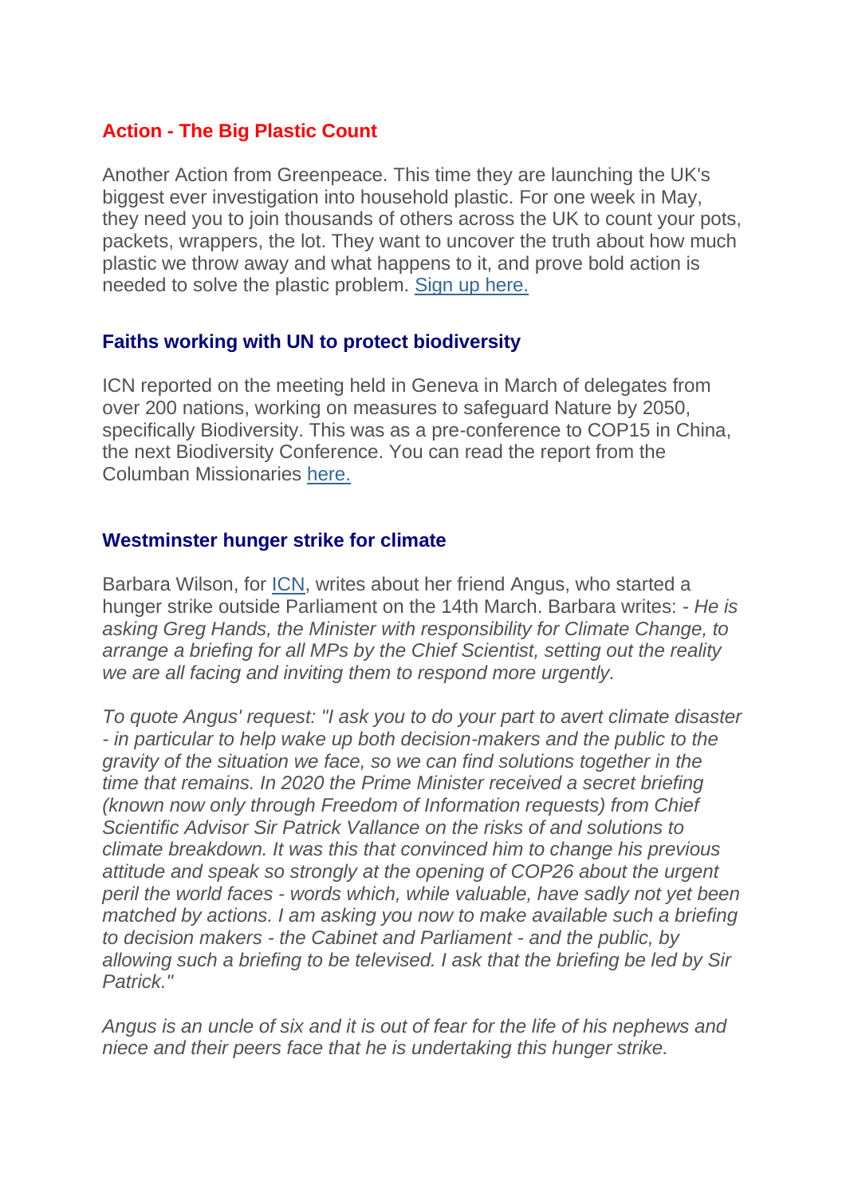### Action - The Big Plastic Count

Another Action from Greenpeace. This time they are launching the UK's biggest ever investigation into household plastic. For one week in May, they need you to join thousands of others across the UK to count your pots, packets, wrappers, the lot. They want to uncover the truth about how much plastic we throw away and what happens to it, and prove bold action is needed to solve the plastic problem. Sign up here.

### Faiths working with UN to protect biodiversity

ICN reported on the meeting held in Geneva in March of delegates from over 200 nations, working on measures to safeguard Nature by 2050, specifically Biodiversity. This was as a pre-conference to COP15 in China, the next Biodiversity Conference. You can read the report from the Columban Missionaries here.

### Westminster hunger strike for climate

Barbara Wilson, for ICN, writes about her friend Angus, who started a hunger strike outside Parliament on the 14th March. Barbara writes: - *He is asking Greg Hands, the Minister with responsibility for Climate Change, to arrange a briefing for all MPs by the Chief Scientist, setting out the reality we are all facing and inviting them to respond more urgently.*

*To quote Angus' request: "I ask you to do your part to avert climate disaster - in particular to help wake up both decision-makers and the public to the gravity of the situation we face, so we can find solutions together in the time that remains. In 2020 the Prime Minister received a secret briefing (known now only through Freedom of Information requests) from Chief Scientific Advisor Sir Patrick Vallance on the risks of and solutions to climate breakdown. It was this that convinced him to change his previous attitude and speak so strongly at the opening of COP26 about the urgent peril the world faces - words which, while valuable, have sadly not yet been matched by actions. I am asking you now to make available such a briefing to decision makers - the Cabinet and Parliament - and the public, by allowing such a briefing to be televised. I ask that the briefing be led by Sir Patrick."*

*Angus is an uncle of six and it is out of fear for the life of his nephews and niece and their peers face that he is undertaking this hunger strike.*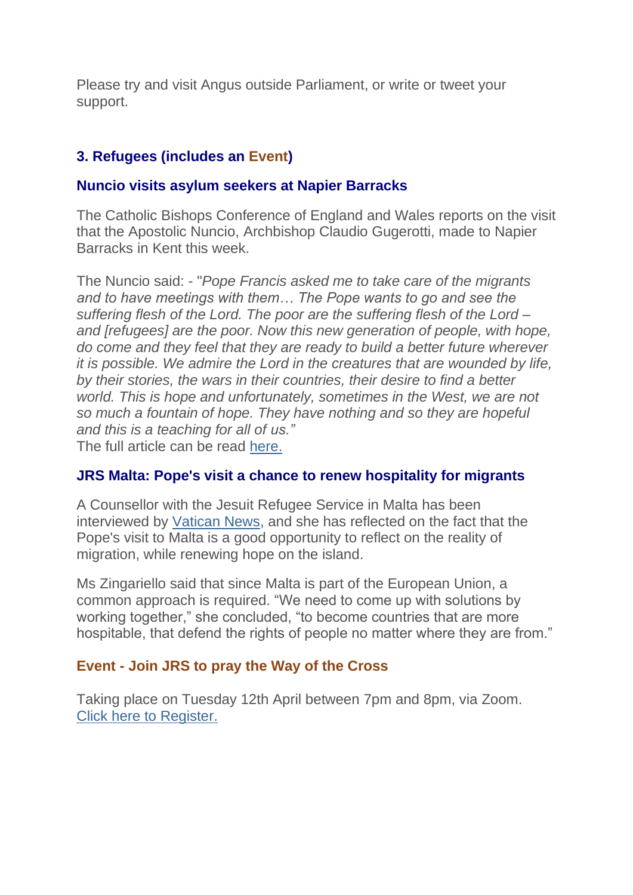Please try and visit Angus outside Parliament, or write or tweet your support.

## 3. Refugees (includes an Event)

### Nuncio visits asylum seekers at Napier Barracks

The Catholic Bishops Conference of England and Wales reports on the visit that the Apostolic Nuncio, Archbishop Claudio Gugerotti, made to Napier Barracks in Kent this week.

The Nuncio said: - "*Pope Francis asked me to take care of the migrants and to have meetings with them… The Pope wants to go and see the suffering flesh of the Lord. The poor are the suffering flesh of the Lord – and [refugees] are the poor. Now this new generation of people, with hope, do come and they feel that they are ready to build a better future wherever it is possible. We admire the Lord in the creatures that are wounded by life, by their stories, the wars in their countries, their desire to find a better world. This is hope and unfortunately, sometimes in the West, we are not so much a fountain of hope. They have nothing and so they are hopeful and this is a teaching for all of us.*"
The full article can be read here.

### JRS Malta: Pope's visit a chance to renew hospitality for migrants

A Counsellor with the Jesuit Refugee Service in Malta has been interviewed by Vatican News, and she has reflected on the fact that the Pope's visit to Malta is a good opportunity to reflect on the reality of migration, while renewing hope on the island.

Ms Zingariello said that since Malta is part of the European Union, a common approach is required. "We need to come up with solutions by working together," she concluded, "to become countries that are more hospitable, that defend the rights of people no matter where they are from."

### Event - Join JRS to pray the Way of the Cross

Taking place on Tuesday 12th April between 7pm and 8pm, via Zoom.
Click here to Register.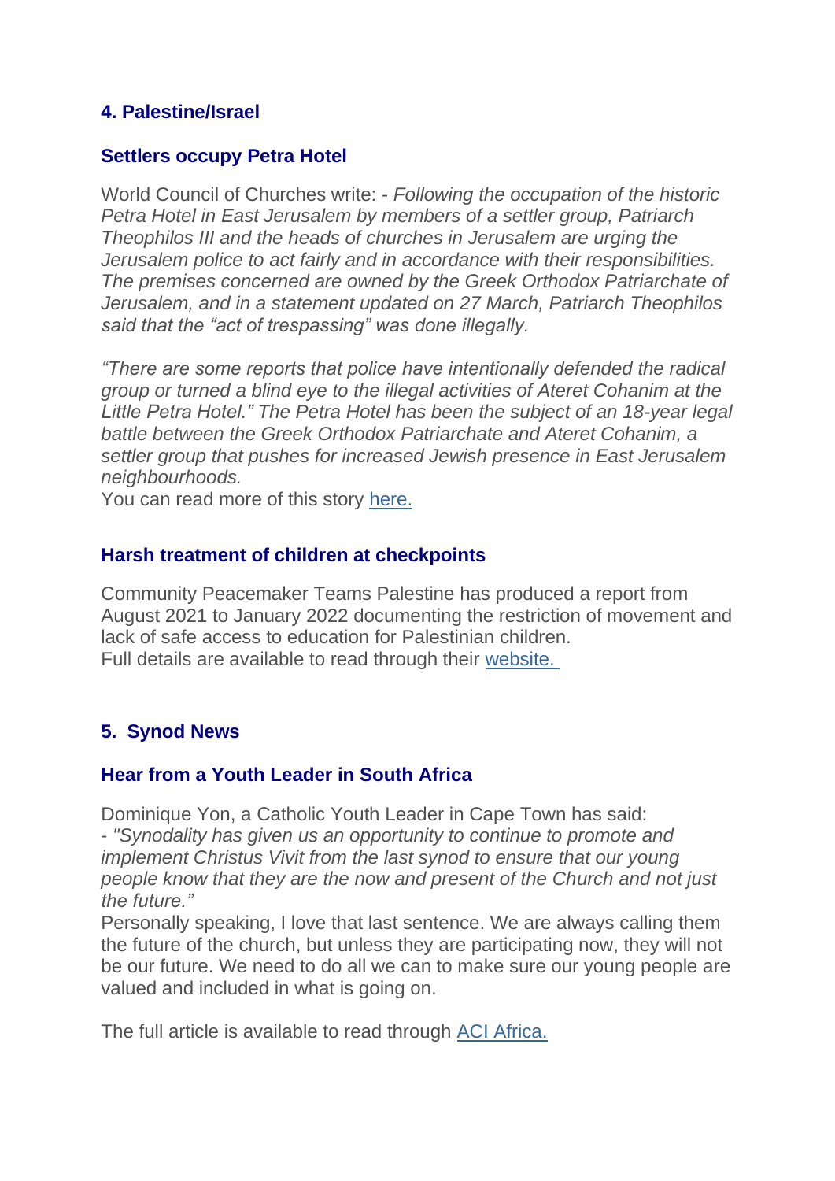## 4. Palestine/Israel

### Settlers occupy Petra Hotel

World Council of Churches write: - *Following the occupation of the historic Petra Hotel in East Jerusalem by members of a settler group, Patriarch Theophilos III and the heads of churches in Jerusalem are urging the Jerusalem police to act fairly and in accordance with their responsibilities. The premises concerned are owned by the Greek Orthodox Patriarchate of Jerusalem, and in a statement updated on 27 March, Patriarch Theophilos said that the "act of trespassing" was done illegally.*

*"There are some reports that police have intentionally defended the radical group or turned a blind eye to the illegal activities of Ateret Cohanim at the Little Petra Hotel." The Petra Hotel has been the subject of an 18-year legal battle between the Greek Orthodox Patriarchate and Ateret Cohanim, a settler group that pushes for increased Jewish presence in East Jerusalem neighbourhoods.*

You can read more of this story here.

### Harsh treatment of children at checkpoints

Community Peacemaker Teams Palestine has produced a report from August 2021 to January 2022 documenting the restriction of movement and lack of safe access to education for Palestinian children.

Full details are available to read through their website.

## 5. Synod News

### Hear from a Youth Leader in South Africa

Dominique Yon, a Catholic Youth Leader in Cape Town has said:

- *"Synodality has given us an opportunity to continue to promote and implement Christus Vivit from the last synod to ensure that our young people know that they are the now and present of the Church and not just the future."*

Personally speaking, I love that last sentence. We are always calling them the future of the church, but unless they are participating now, they will not be our future. We need to do all we can to make sure our young people are valued and included in what is going on.

The full article is available to read through ACI Africa.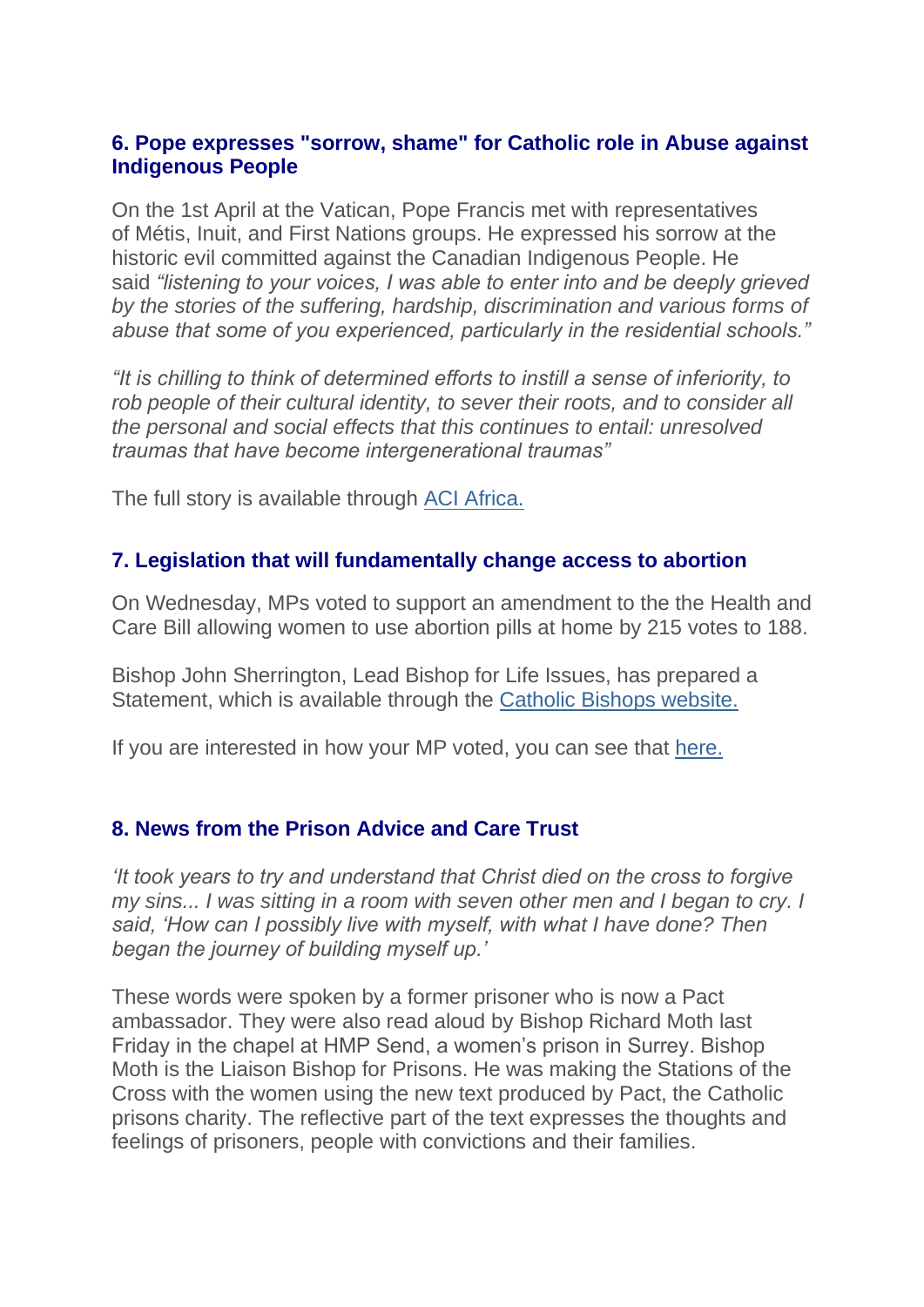### 6. Pope expresses "sorrow, shame" for Catholic role in Abuse against Indigenous People

On the 1st April at the Vatican, Pope Francis met with representatives of Métis, Inuit, and First Nations groups. He expressed his sorrow at the historic evil committed against the Canadian Indigenous People. He said *"listening to your voices, I was able to enter into and be deeply grieved by the stories of the suffering, hardship, discrimination and various forms of abuse that some of you experienced, particularly in the residential schools."*

*"It is chilling to think of determined efforts to instill a sense of inferiority, to rob people of their cultural identity, to sever their roots, and to consider all the personal and social effects that this continues to entail: unresolved traumas that have become intergenerational traumas"*

The full story is available through [ACI Africa.]()

### 7. Legislation that will fundamentally change access to abortion

On Wednesday, MPs voted to support an amendment to the the Health and Care Bill allowing women to use abortion pills at home by 215 votes to 188.

Bishop John Sherrington, Lead Bishop for Life Issues, has prepared a Statement, which is available through the [Catholic Bishops website.]()

If you are interested in how your MP voted, you can see that [here.]()

### 8. News from the Prison Advice and Care Trust

*'It took years to try and understand that Christ died on the cross to forgive my sins... I was sitting in a room with seven other men and I began to cry. I said, 'How can I possibly live with myself, with what I have done? Then began the journey of building myself up.'*

These words were spoken by a former prisoner who is now a Pact ambassador. They were also read aloud by Bishop Richard Moth last Friday in the chapel at HMP Send, a women's prison in Surrey. Bishop Moth is the Liaison Bishop for Prisons. He was making the Stations of the Cross with the women using the new text produced by Pact, the Catholic prisons charity. The reflective part of the text expresses the thoughts and feelings of prisoners, people with convictions and their families.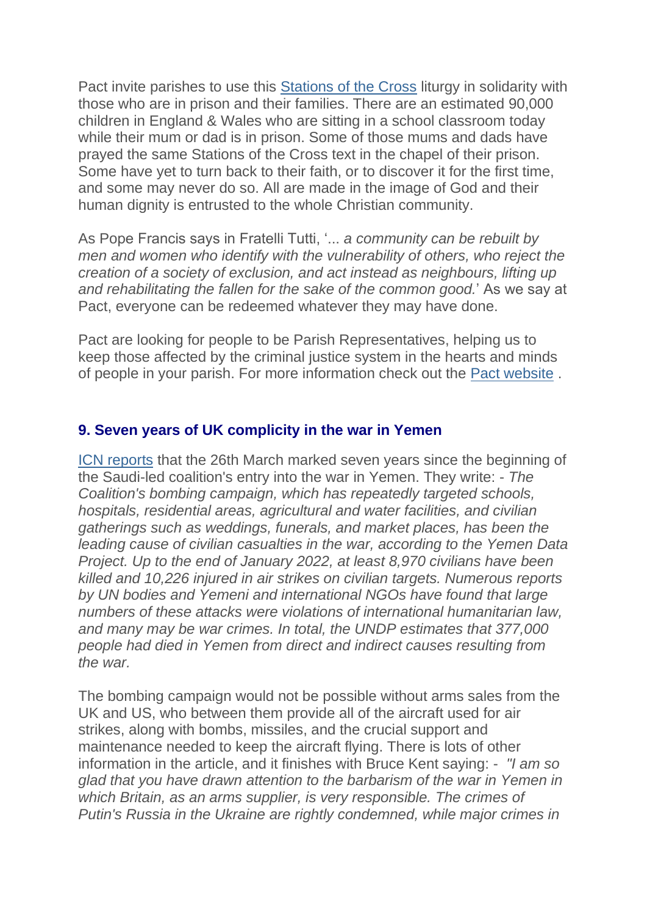Pact invite parishes to use this [Stations of the Cross] liturgy in solidarity with those who are in prison and their families. There are an estimated 90,000 children in England & Wales who are sitting in a school classroom today while their mum or dad is in prison. Some of those mums and dads have prayed the same Stations of the Cross text in the chapel of their prison. Some have yet to turn back to their faith, or to discover it for the first time, and some may never do so. All are made in the image of God and their human dignity is entrusted to the whole Christian community.

As Pope Francis says in Fratelli Tutti, '... *a community can be rebuilt by men and women who identify with the vulnerability of others, who reject the creation of a society of exclusion, and act instead as neighbours, lifting up and rehabilitating the fallen for the sake of the common good.*' As we say at Pact, everyone can be redeemed whatever they may have done.

Pact are looking for people to be Parish Representatives, helping us to keep those affected by the criminal justice system in the hearts and minds of people in your parish. For more information check out the [Pact website] .

### 9. Seven years of UK complicity in the war in Yemen

[ICN reports] that the 26th March marked seven years since the beginning of the Saudi-led coalition's entry into the war in Yemen. They write: - *The Coalition's bombing campaign, which has repeatedly targeted schools, hospitals, residential areas, agricultural and water facilities, and civilian gatherings such as weddings, funerals, and market places, has been the leading cause of civilian casualties in the war, according to the Yemen Data Project. Up to the end of January 2022, at least 8,970 civilians have been killed and 10,226 injured in air strikes on civilian targets. Numerous reports by UN bodies and Yemeni and international NGOs have found that large numbers of these attacks were violations of international humanitarian law, and many may be war crimes. In total, the UNDP estimates that 377,000 people had died in Yemen from direct and indirect causes resulting from the war.*

The bombing campaign would not be possible without arms sales from the UK and US, who between them provide all of the aircraft used for air strikes, along with bombs, missiles, and the crucial support and maintenance needed to keep the aircraft flying. There is lots of other information in the article, and it finishes with Bruce Kent saying: - *"I am so glad that you have drawn attention to the barbarism of the war in Yemen in which Britain, as an arms supplier, is very responsible. The crimes of Putin's Russia in the Ukraine are rightly condemned, while major crimes in*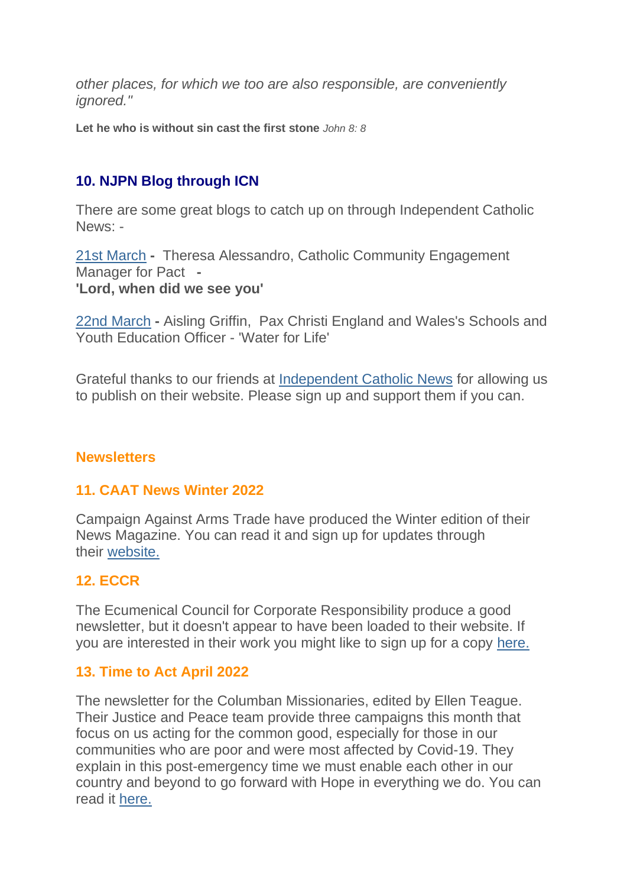*other places, for which we too are also responsible, are conveniently ignored."*

**Let he who is without sin cast the first stone** *John 8: 8*

### 10. NJPN Blog through ICN

There are some great blogs to catch up on through Independent Catholic News: -

21st March **-** Theresa Alessandro, Catholic Community Engagement Manager for Pact **-**
**'Lord, when did we see you'**

22nd March **-** Aisling Griffin, Pax Christi England and Wales's Schools and Youth Education Officer - 'Water for Life'

Grateful thanks to our friends at Independent Catholic News for allowing us to publish on their website. Please sign up and support them if you can.

## Newsletters

### 11. CAAT News Winter 2022

Campaign Against Arms Trade have produced the Winter edition of their News Magazine. You can read it and sign up for updates through their website.

### 12. ECCR

The Ecumenical Council for Corporate Responsibility produce a good newsletter, but it doesn't appear to have been loaded to their website. If you are interested in their work you might like to sign up for a copy here.

### 13. Time to Act April 2022

The newsletter for the Columban Missionaries, edited by Ellen Teague. Their Justice and Peace team provide three campaigns this month that focus on us acting for the common good, especially for those in our communities who are poor and were most affected by Covid-19. They explain in this post-emergency time we must enable each other in our country and beyond to go forward with Hope in everything we do. You can read it here.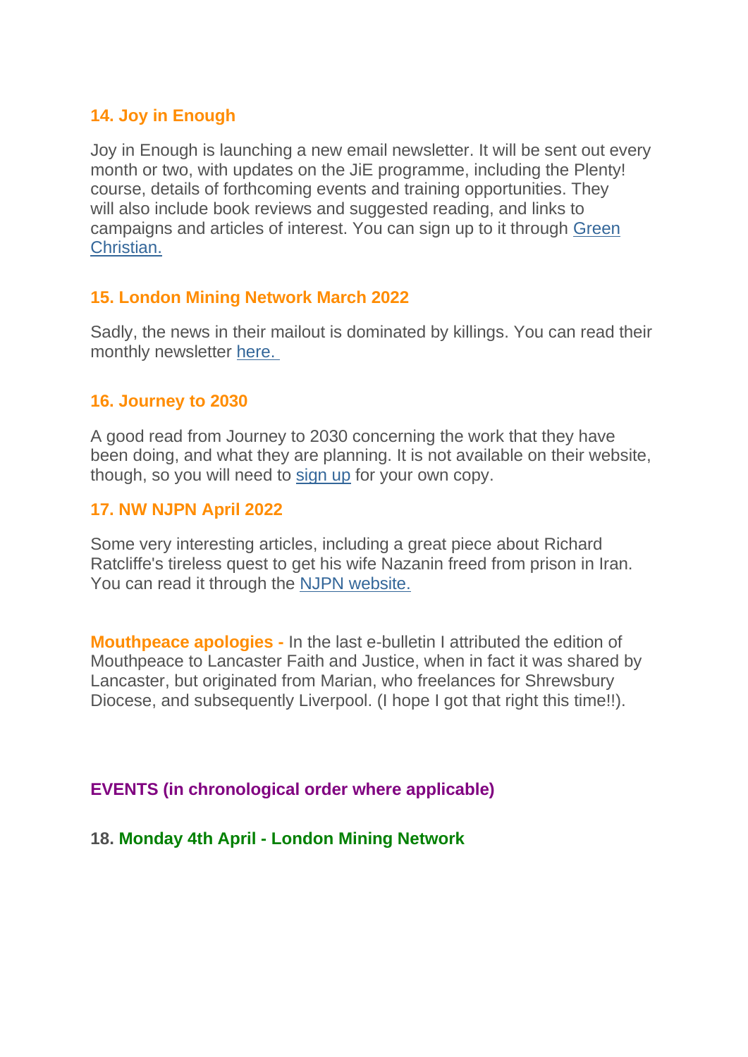### 14. Joy in Enough

Joy in Enough is launching a new email newsletter. It will be sent out every month or two, with updates on the JiE programme, including the Plenty! course, details of forthcoming events and training opportunities. They will also include book reviews and suggested reading, and links to campaigns and articles of interest. You can sign up to it through Green Christian.

### 15. London Mining Network March 2022

Sadly, the news in their mailout is dominated by killings. You can read their monthly newsletter here.

### 16. Journey to 2030

A good read from Journey to 2030 concerning the work that they have been doing, and what they are planning. It is not available on their website, though, so you will need to sign up for your own copy.

### 17. NW NJPN April 2022

Some very interesting articles, including a great piece about Richard Ratcliffe's tireless quest to get his wife Nazanin freed from prison in Iran. You can read it through the NJPN website.

**Mouthpeace apologies -** In the last e-bulletin I attributed the edition of Mouthpeace to Lancaster Faith and Justice, when in fact it was shared by Lancaster, but originated from Marian, who freelances for Shrewsbury Diocese, and subsequently Liverpool. (I hope I got that right this time!!).

## EVENTS (in chronological order where applicable)

### 18. Monday 4th April - London Mining Network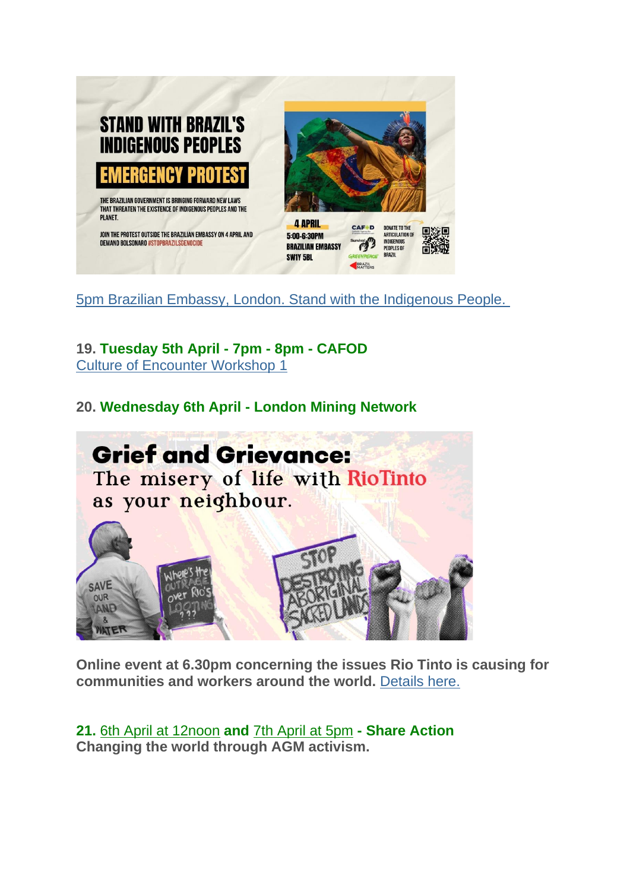5pm Brazilian Embassy, London. Stand with the Indigenous People.

**19. Tuesday 5th April - 7pm - 8pm - CAFOD**
Culture of Encounter Workshop 1

**20. Wednesday 6th April - London Mining Network**

**Online event at 6.30pm concerning the issues Rio Tinto is causing for communities and workers around the world.** Details here.

**21.** 6th April at 12noon **and** 7th April at 5pm **- Share Action**
**Changing the world through AGM activism.**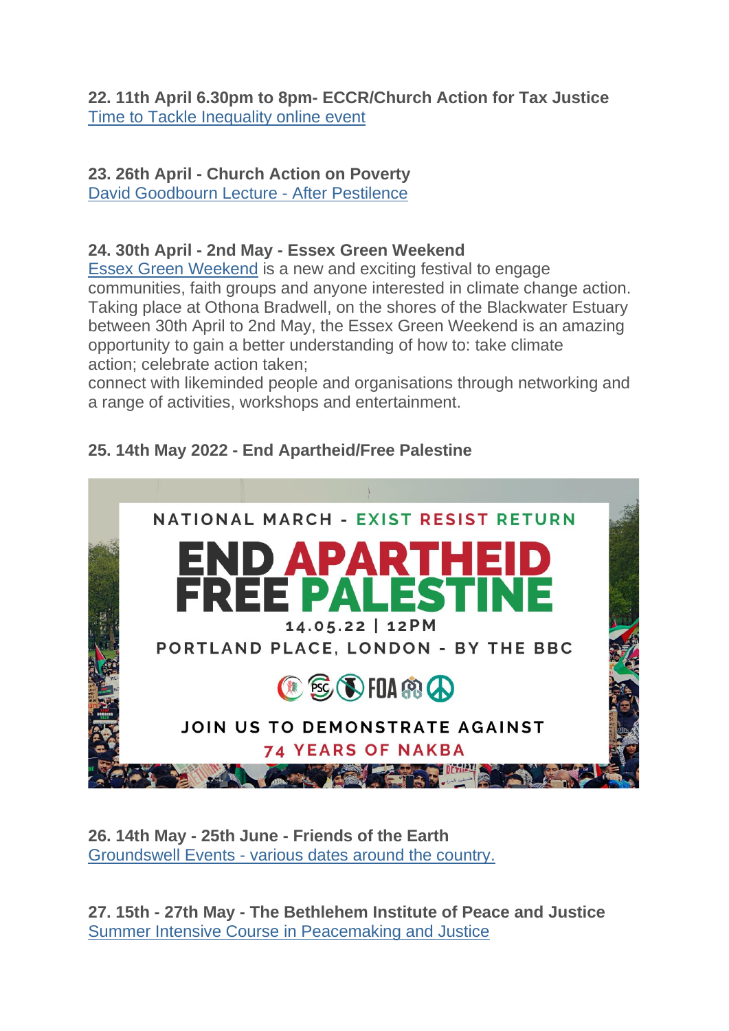**22. 11th April 6.30pm to 8pm- ECCR/Church Action for Tax Justice**
Time to Tackle Inequality online event

**23. 26th April - Church Action on Poverty**
David Goodbourn Lecture - After Pestilence

**24. 30th April - 2nd May - Essex Green Weekend**
Essex Green Weekend is a new and exciting festival to engage communities, faith groups and anyone interested in climate change action. Taking place at Othona Bradwell, on the shores of the Blackwater Estuary between 30th April to 2nd May, the Essex Green Weekend is an amazing opportunity to gain a better understanding of how to: take climate action; celebrate action taken;
connect with likeminded people and organisations through networking and a range of activities, workshops and entertainment.

**25. 14th May 2022 - End Apartheid/Free Palestine**

NATIONAL MARCH - EXIST RESIST RETURN

END APARTHEID FREE PALESTINE

14.05.22 | 12PM

PORTLAND PLACE, LONDON - BY THE BBC

JOIN US TO DEMONSTRATE AGAINST 74 YEARS OF NAKBA

**26. 14th May - 25th June - Friends of the Earth**
Groundswell Events - various dates around the country.

**27. 15th - 27th May - The Bethlehem Institute of Peace and Justice**
Summer Intensive Course in Peacemaking and Justice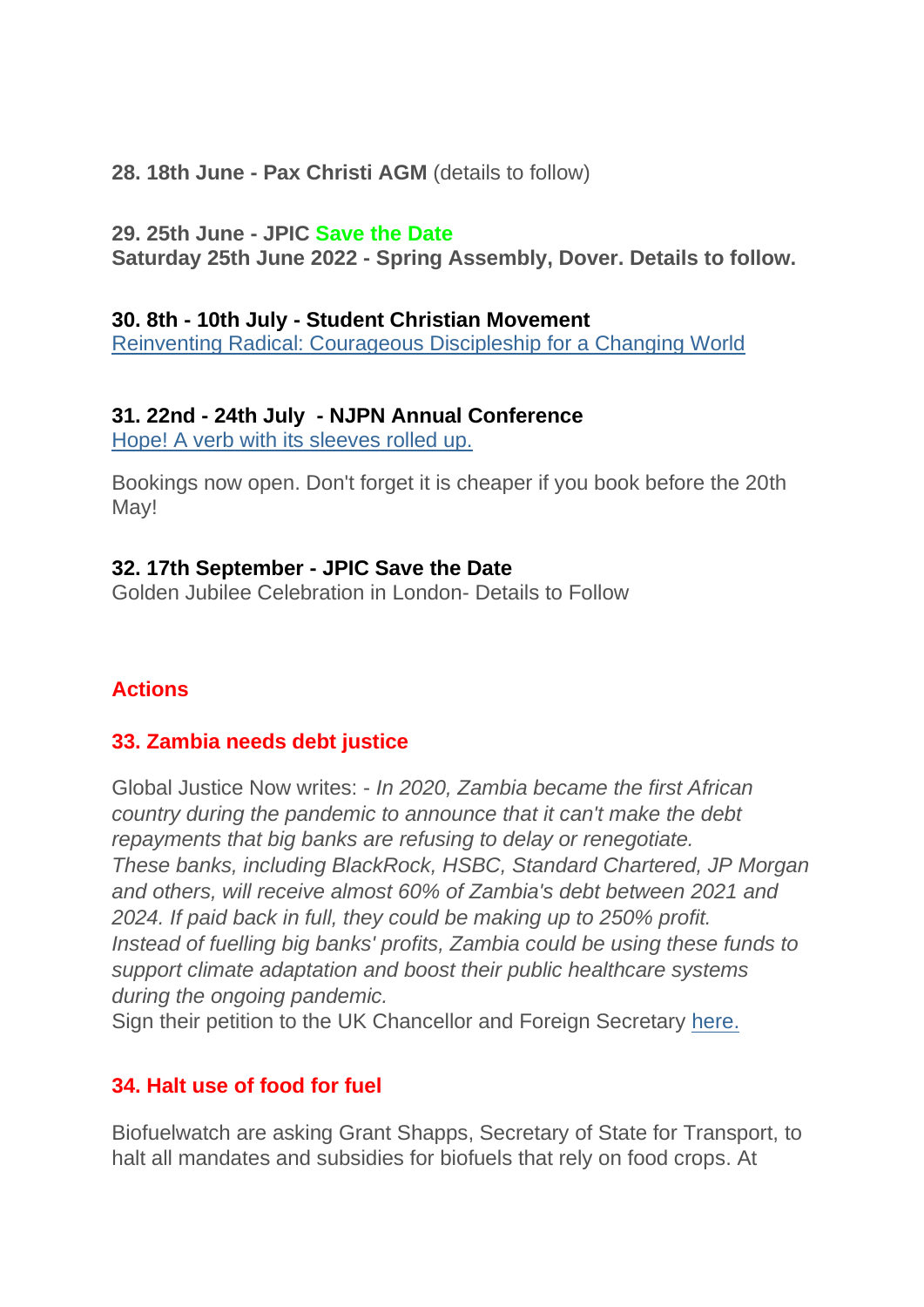**28. 18th June - Pax Christi AGM** (details to follow)

**29. 25th June - JPIC Save the Date**
**Saturday 25th June 2022 - Spring Assembly, Dover. Details to follow.**

**30. 8th - 10th July - Student Christian Movement**
Reinventing Radical: Courageous Discipleship for a Changing World

**31. 22nd - 24th July - NJPN Annual Conference**
Hope! A verb with its sleeves rolled up.

Bookings now open. Don't forget it is cheaper if you book before the 20th May!

**32. 17th September - JPIC Save the Date**
Golden Jubilee Celebration in London- Details to Follow

## Actions

### 33. Zambia needs debt justice

Global Justice Now writes: - *In 2020, Zambia became the first African country during the pandemic to announce that it can't make the debt repayments that big banks are refusing to delay or renegotiate.*
*These banks, including BlackRock, HSBC, Standard Chartered, JP Morgan and others, will receive almost 60% of Zambia's debt between 2021 and 2024. If paid back in full, they could be making up to 250% profit.*
*Instead of fuelling big banks' profits, Zambia could be using these funds to support climate adaptation and boost their public healthcare systems during the ongoing pandemic.*
Sign their petition to the UK Chancellor and Foreign Secretary here.

### 34. Halt use of food for fuel

Biofuelwatch are asking Grant Shapps, Secretary of State for Transport, to halt all mandates and subsidies for biofuels that rely on food crops. At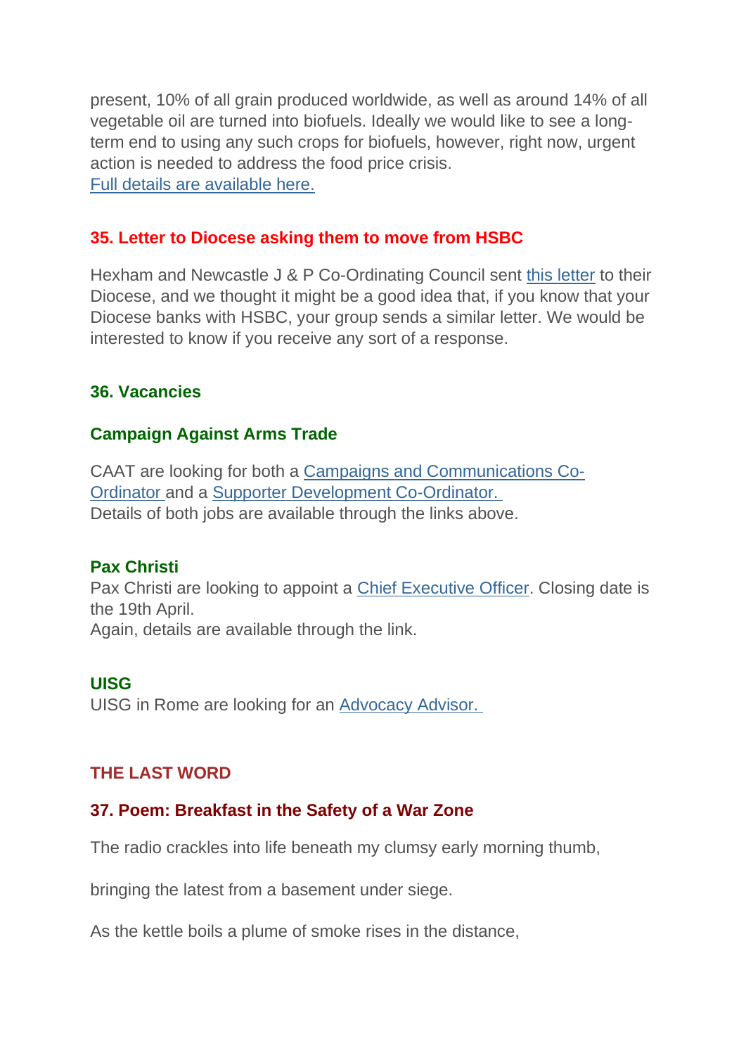present, 10% of all grain produced worldwide, as well as around 14% of all vegetable oil are turned into biofuels. Ideally we would like to see a long-term end to using any such crops for biofuels, however, right now, urgent action is needed to address the food price crisis.
Full details are available here.

### 35. Letter to Diocese asking them to move from HSBC

Hexham and Newcastle J & P Co-Ordinating Council sent this letter to their Diocese, and we thought it might be a good idea that, if you know that your Diocese banks with HSBC, your group sends a similar letter. We would be interested to know if you receive any sort of a response.

### 36. Vacancies

#### Campaign Against Arms Trade

CAAT are looking for both a Campaigns and Communications Co-Ordinator and a Supporter Development Co-Ordinator.
Details of both jobs are available through the links above.

#### Pax Christi

Pax Christi are looking to appoint a Chief Executive Officer. Closing date is the 19th April.
Again, details are available through the link.

#### UISG

UISG in Rome are looking for an Advocacy Advisor.

## THE LAST WORD

### 37. Poem: Breakfast in the Safety of a War Zone

The radio crackles into life beneath my clumsy early morning thumb,

bringing the latest from a basement under siege.

As the kettle boils a plume of smoke rises in the distance,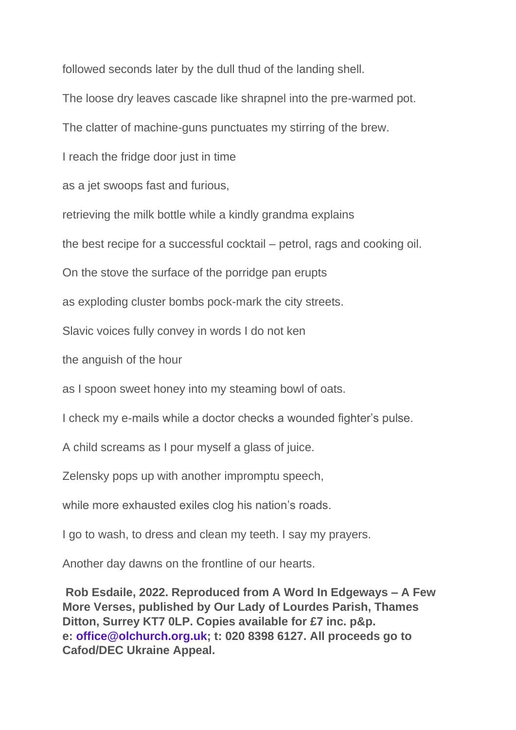followed seconds later by the dull thud of the landing shell.

The loose dry leaves cascade like shrapnel into the pre-warmed pot.

The clatter of machine-guns punctuates my stirring of the brew.

I reach the fridge door just in time

as a jet swoops fast and furious,

retrieving the milk bottle while a kindly grandma explains

the best recipe for a successful cocktail – petrol, rags and cooking oil.

On the stove the surface of the porridge pan erupts

as exploding cluster bombs pock-mark the city streets.

Slavic voices fully convey in words I do not ken

the anguish of the hour

as I spoon sweet honey into my steaming bowl of oats.

I check my e-mails while a doctor checks a wounded fighter's pulse.

A child screams as I pour myself a glass of juice.

Zelensky pops up with another impromptu speech,

while more exhausted exiles clog his nation's roads.

I go to wash, to dress and clean my teeth. I say my prayers.

Another day dawns on the frontline of our hearts.

**Rob Esdaile, 2022. Reproduced from A Word In Edgeways – A Few More Verses, published by Our Lady of Lourdes Parish, Thames Ditton, Surrey KT7 0LP. Copies available for £7 inc. p&p. e: office@olchurch.org.uk; t: 020 8398 6127. All proceeds go to Cafod/DEC Ukraine Appeal.**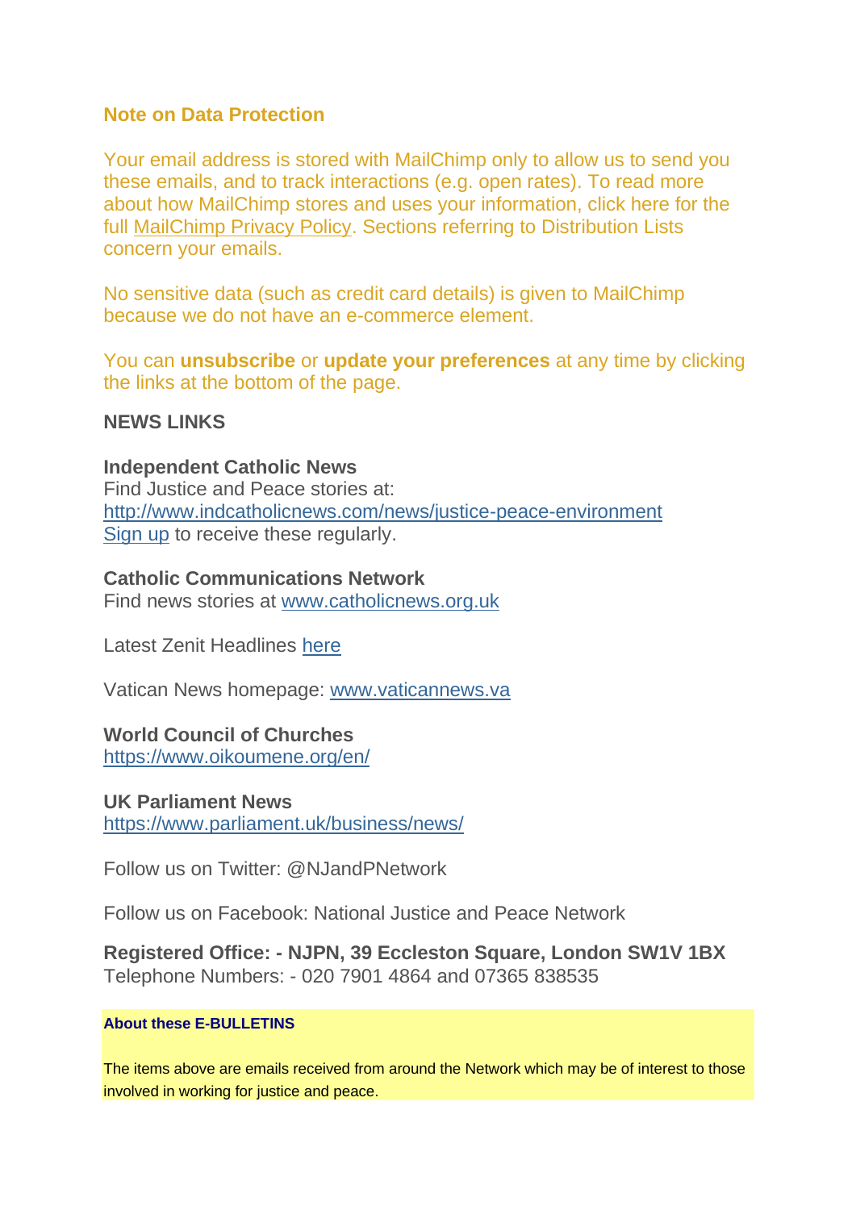### Note on Data Protection

Your email address is stored with MailChimp only to allow us to send you these emails, and to track interactions (e.g. open rates). To read more about how MailChimp stores and uses your information, click here for the full MailChimp Privacy Policy. Sections referring to Distribution Lists concern your emails.

No sensitive data (such as credit card details) is given to MailChimp because we do not have an e-commerce element.

You can **unsubscribe** or **update your preferences** at any time by clicking the links at the bottom of the page.

**NEWS LINKS**

**Independent Catholic News**
Find Justice and Peace stories at:
http://www.indcatholicnews.com/news/justice-peace-environment
Sign up to receive these regularly.

**Catholic Communications Network**
Find news stories at www.catholicnews.org.uk

Latest Zenit Headlines here

Vatican News homepage: www.vaticannews.va

**World Council of Churches**
https://www.oikoumene.org/en/

**UK Parliament News**
https://www.parliament.uk/business/news/

Follow us on Twitter: @NJandPNetwork

Follow us on Facebook: National Justice and Peace Network

**Registered Office: - NJPN, 39 Eccleston Square, London SW1V 1BX**
Telephone Numbers: - 020 7901 4864 and 07365 838535

**About these E-BULLETINS**

The items above are emails received from around the Network which may be of interest to those involved in working for justice and peace.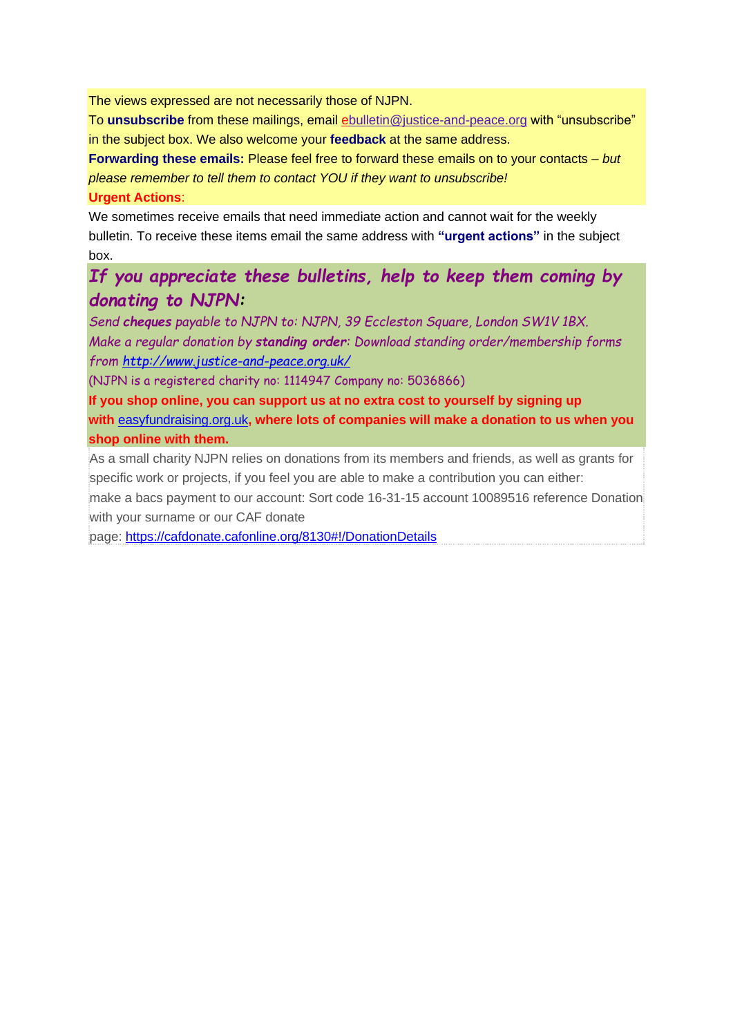The views expressed are not necessarily those of NJPN.

To **unsubscribe** from these mailings, email ebulletin@justice-and-peace.org with "unsubscribe" in the subject box. We also welcome your **feedback** at the same address.

**Forwarding these emails:** Please feel free to forward these emails on to your contacts – *but please remember to tell them to contact YOU if they want to unsubscribe!*

**Urgent Actions**:

We sometimes receive emails that need immediate action and cannot wait for the weekly bulletin. To receive these items email the same address with **"urgent actions"** in the subject box.

## *If you appreciate these bulletins, help to keep them coming by donating to NJPN:*

*Send **cheques** payable to NJPN to: NJPN, 39 Eccleston Square, London SW1V 1BX.*

*Make a regular donation by **standing order**: Download standing order/membership forms from http://www.justice-and-peace.org.uk/*

(NJPN is a registered charity no: 1114947 Company no: 5036866)

**If you shop online, you can support us at no extra cost to yourself by signing up with easyfundraising.org.uk, where lots of companies will make a donation to us when you shop online with them.**

As a small charity NJPN relies on donations from its members and friends, as well as grants for specific work or projects, if you feel you are able to make a contribution you can either:

make a bacs payment to our account: Sort code 16-31-15 account 10089516 reference Donation with your surname or our CAF donate page: https://cafdonate.cafonline.org/8130#!/DonationDetails